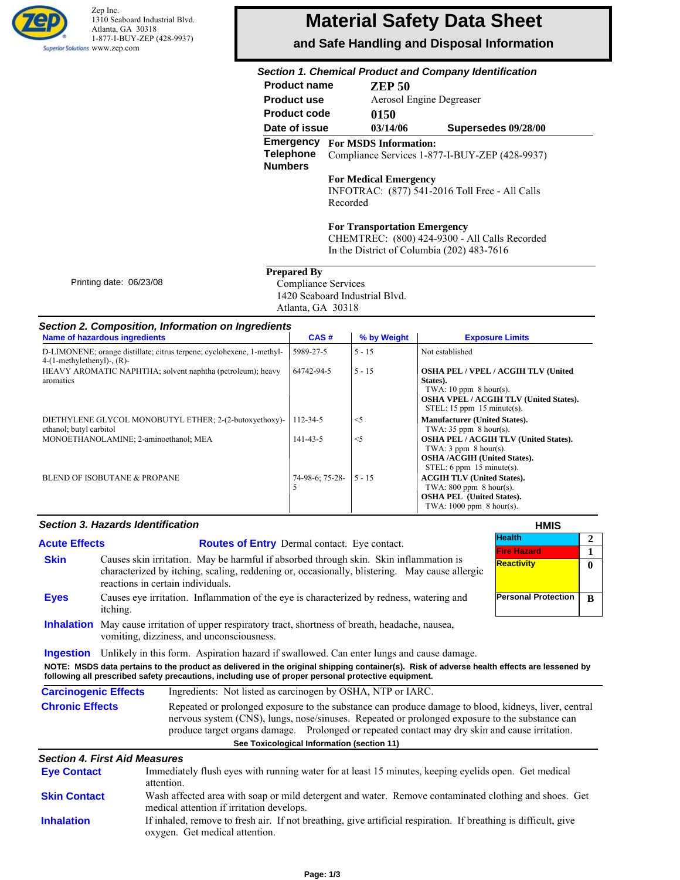Zep Inc.
1310 Seaboard Industrial Blvd.
Atlanta, GA 30318
1-877-I-BUY-ZEP (428-9937)
www.zep.com

# Material Safety Data Sheet

## and Safe Handling and Disposal Information

### Section 1. Chemical Product and Company Identification

**Product name** ZEP 50

**Product use** Aerosol Engine Degreaser

**Product code** 0150

**Date of issue** 03/14/06 **Supersedes 09/28/00**

**Emergency Telephone Numbers**

**For MSDS Information:**
Compliance Services 1-877-I-BUY-ZEP (428-9937)

**For Medical Emergency**
INFOTRAC: (877) 541-2016 Toll Free - All Calls Recorded

**For Transportation Emergency**
CHEMTREC: (800) 424-9300 - All Calls Recorded
In the District of Columbia (202) 483-7616

Printing date: 06/23/08

**Prepared By**
Compliance Services
1420 Seaboard Industrial Blvd.
Atlanta, GA 30318

### Section 2. Composition, Information on Ingredients

| Name of hazardous ingredients | CAS # | % by Weight | Exposure Limits |
|---|---|---|---|
| D-LIMONENE; orange distillate; citrus terpene; cyclohexene, 1-methyl-4-(1-methylethenyl)-, (R)- | 5989-27-5 | 5 - 15 | Not established |
| HEAVY AROMATIC NAPHTHA; solvent naphtha (petroleum); heavy aromatics | 64742-94-5 | 5 - 15 | **OSHA PEL / VPEL / ACGIH TLV (United States).** TWA: 10 ppm 8 hour(s). **OSHA VPEL / ACGIH TLV (United States).** STEL: 15 ppm 15 minute(s). |
| DIETHYLENE GLYCOL MONOBUTYL ETHER; 2-(2-butoxyethoxy)-ethanol; butyl carbitol | 112-34-5 | <5 | **Manufacturer (United States).** TWA: 35 ppm 8 hour(s). |
| MONOETHANOLAMINE; 2-aminoethanol; MEA | 141-43-5 | <5 | **OSHA PEL / ACGIH TLV (United States).** TWA: 3 ppm 8 hour(s). **OSHA /ACGIH (United States).** STEL: 6 ppm 15 minute(s). |
| BLEND OF ISOBUTANE & PROPANE | 74-98-6; 75-28-5 | 5 - 15 | **ACGIH TLV (United States).** TWA: 800 ppm 8 hour(s). **OSHA PEL (United States).** TWA: 1000 ppm 8 hour(s). |

### Section 3. Hazards Identification

**HMIS**

| | |
|---|---|
| Health | 2 |
| Fire Hazard | 1 |
| Reactivity | 0 |
| Personal Protection | B |

**Acute Effects** **Routes of Entry** Dermal contact. Eye contact.

**Skin** Causes skin irritation. May be harmful if absorbed through skin. Skin inflammation is characterized by itching, scaling, reddening or, occasionally, blistering. May cause allergic reactions in certain individuals.

**Eyes** Causes eye irritation. Inflammation of the eye is characterized by redness, watering and itching.

**Inhalation** May cause irritation of upper respiratory tract, shortness of breath, headache, nausea, vomiting, dizziness, and unconsciousness.

**Ingestion** Unlikely in this form. Aspiration hazard if swallowed. Can enter lungs and cause damage.

**NOTE: MSDS data pertains to the product as delivered in the original shipping container(s). Risk of adverse health effects are lessened by following all prescribed safety precautions, including use of proper personal protective equipment.**

**Carcinogenic Effects** Ingredients: Not listed as carcinogen by OSHA, NTP or IARC.

**Chronic Effects** Repeated or prolonged exposure to the substance can produce damage to blood, kidneys, liver, central nervous system (CNS), lungs, nose/sinuses. Repeated or prolonged exposure to the substance can produce target organs damage. Prolonged or repeated contact may dry skin and cause irritation.

**See Toxicological Information (section 11)**

### Section 4. First Aid Measures

**Eye Contact** Immediately flush eyes with running water for at least 15 minutes, keeping eyelids open. Get medical attention.

**Skin Contact** Wash affected area with soap or mild detergent and water. Remove contaminated clothing and shoes. Get medical attention if irritation develops.

**Inhalation** If inhaled, remove to fresh air. If not breathing, give artificial respiration. If breathing is difficult, give oxygen. Get medical attention.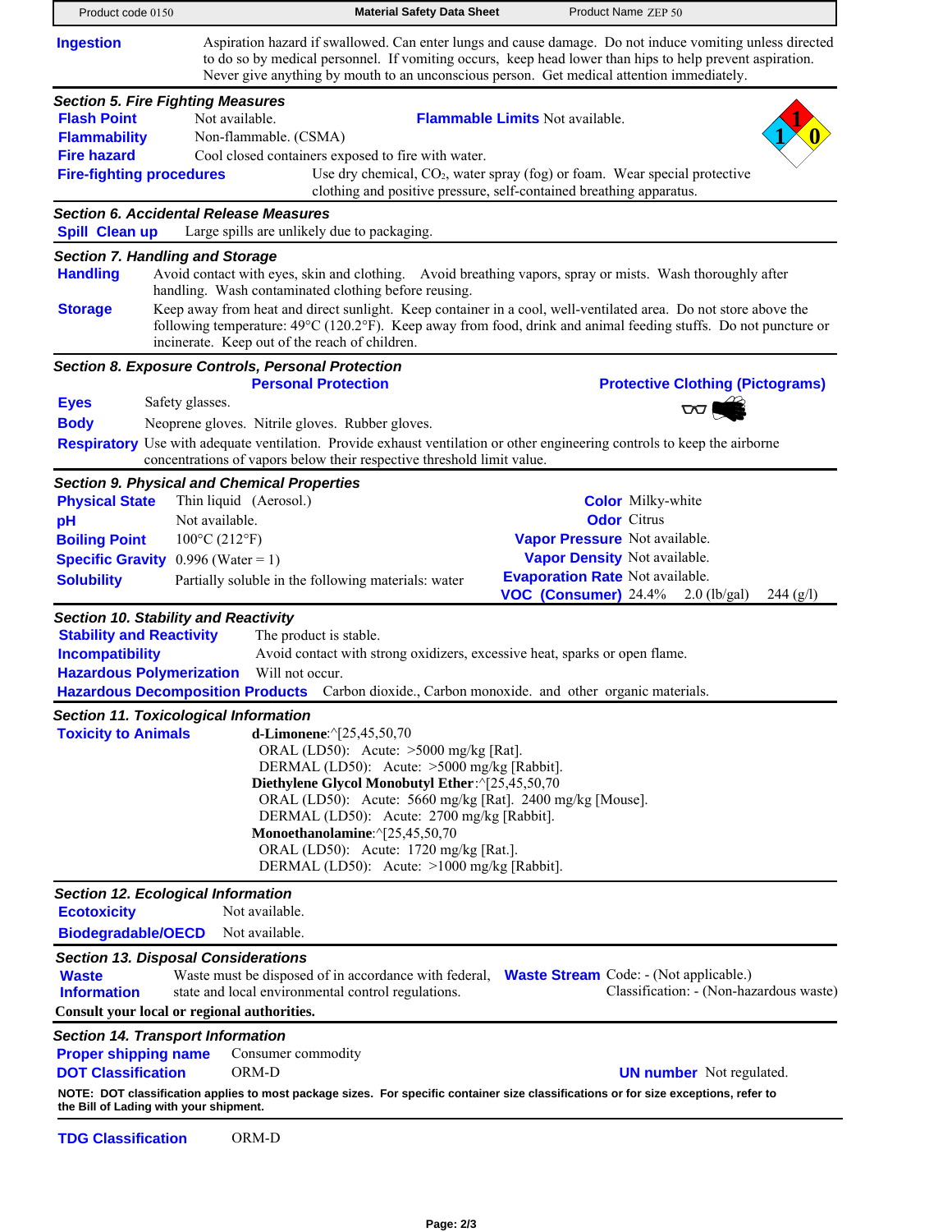**Ingestion** Aspiration hazard if swallowed. Can enter lungs and cause damage. Do not induce vomiting unless directed to do so by medical personnel. If vomiting occurs, keep head lower than hips to help prevent aspiration. Never give anything by mouth to an unconscious person. Get medical attention immediately.

### Section 5. Fire Fighting Measures

**Flash Point** Not available.

**Flammable Limits** Not available.

**Flammability** Non-flammable. (CSMA)

**Fire hazard** Cool closed containers exposed to fire with water.

**Fire-fighting procedures** Use dry chemical, $CO_2$, water spray (fog) or foam. Wear special protective clothing and positive pressure, self-contained breathing apparatus.

1 1 0

### Section 6. Accidental Release Measures

**Spill Clean up** Large spills are unlikely due to packaging.

### Section 7. Handling and Storage

**Handling** Avoid contact with eyes, skin and clothing. Avoid breathing vapors, spray or mists. Wash thoroughly after handling. Wash contaminated clothing before reusing.

**Storage** Keep away from heat and direct sunlight. Keep container in a cool, well-ventilated area. Do not store above the following temperature: 49°C (120.2°F). Keep away from food, drink and animal feeding stuffs. Do not puncture or incinerate. Keep out of the reach of children.

### Section 8. Exposure Controls, Personal Protection

**Personal Protection** | **Protective Clothing (Pictograms)**

**Eyes** Safety glasses.

**Body** Neoprene gloves. Nitrile gloves. Rubber gloves.

**Respiratory** Use with adequate ventilation. Provide exhaust ventilation or other engineering controls to keep the airborne concentrations of vapors below their respective threshold limit value.

### Section 9. Physical and Chemical Properties

**Physical State** Thin liquid (Aerosol.)

**pH** Not available.

**Boiling Point** 100°C (212°F)

**Specific Gravity** 0.996 (Water = 1)

**Solubility** Partially soluble in the following materials: water

**Color** Milky-white

**Odor** Citrus

**Vapor Pressure** Not available.

**Vapor Density** Not available.

**Evaporation Rate** Not available.

**VOC (Consumer)** 24.4% 2.0 (lb/gal) 244 (g/l)

### Section 10. Stability and Reactivity

**Stability and Reactivity** The product is stable.

**Incompatibility** Avoid contact with strong oxidizers, excessive heat, sparks or open flame.

**Hazardous Polymerization** Will not occur.

**Hazardous Decomposition Products** Carbon dioxide., Carbon monoxide. and other organic materials.

### Section 11. Toxicological Information

**Toxicity to Animals**

**d-Limonene**:^[25,45,50,70
ORAL (LD50): Acute: >5000 mg/kg [Rat].
DERMAL (LD50): Acute: >5000 mg/kg [Rabbit].

**Diethylene Glycol Monobutyl Ether**:^[25,45,50,70
ORAL (LD50): Acute: 5660 mg/kg [Rat]. 2400 mg/kg [Mouse].
DERMAL (LD50): Acute: 2700 mg/kg [Rabbit].

**Monoethanolamine**:^[25,45,50,70
ORAL (LD50): Acute: 1720 mg/kg [Rat.].
DERMAL (LD50): Acute: >1000 mg/kg [Rabbit].

### Section 12. Ecological Information

**Ecotoxicity** Not available.

**Biodegradable/OECD** Not available.

### Section 13. Disposal Considerations

**Waste Information** Waste must be disposed of in accordance with federal, state and local environmental control regulations.

**Waste Stream** Code: - (Not applicable.)
Classification: - (Non-hazardous waste)

**Consult your local or regional authorities.**

### Section 14. Transport Information

**Proper shipping name** Consumer commodity

**DOT Classification** ORM-D

**UN number** Not regulated.

**NOTE: DOT classification applies to most package sizes. For specific container size classifications or for size exceptions, refer to the Bill of Lading with your shipment.**

**TDG Classification** ORM-D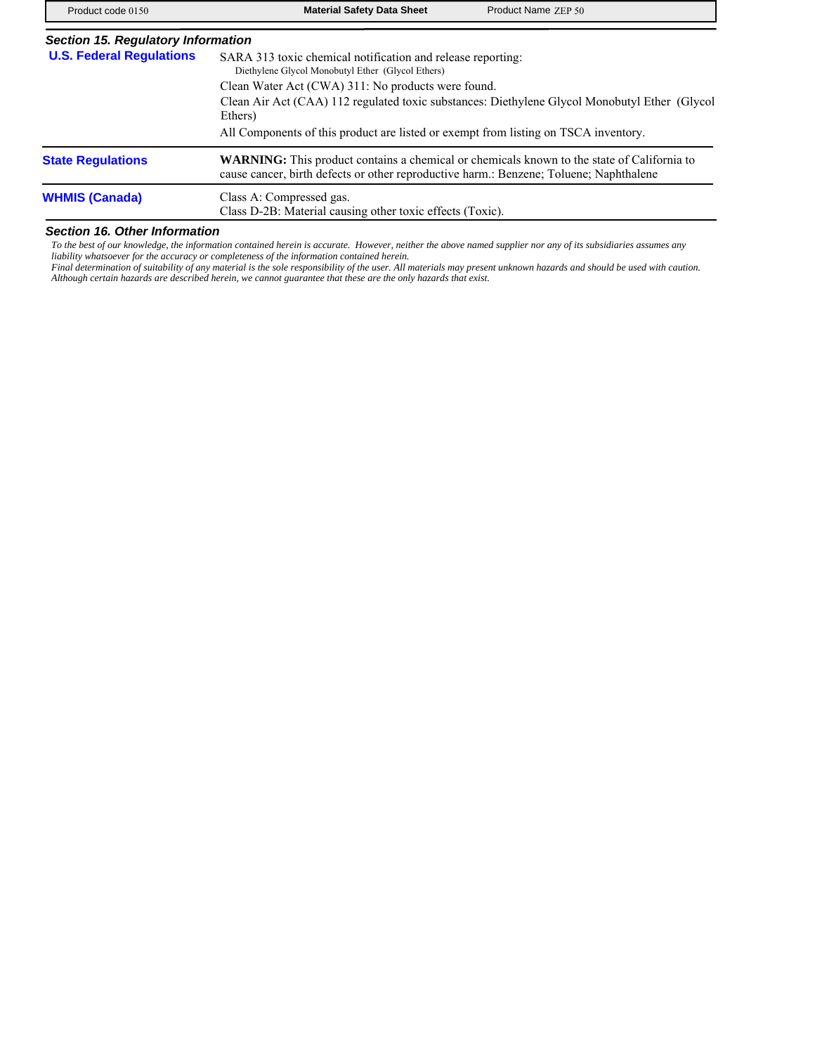## Section 15. Regulatory Information

| | |
|---|---|
| **U.S. Federal Regulations** | SARA 313 toxic chemical notification and release reporting:<br>Diethylene Glycol Monobutyl Ether (Glycol Ethers)<br>Clean Water Act (CWA) 311: No products were found.<br>Clean Air Act (CAA) 112 regulated toxic substances: Diethylene Glycol Monobutyl Ether (Glycol Ethers)<br>All Components of this product are listed or exempt from listing on TSCA inventory. |
| **State Regulations** | **WARNING:** This product contains a chemical or chemicals known to the state of California to cause cancer, birth defects or other reproductive harm.: Benzene; Toluene; Naphthalene |
| **WHMIS (Canada)** | Class A: Compressed gas.<br>Class D-2B: Material causing other toxic effects (Toxic). |

## Section 16. Other Information

*To the best of our knowledge, the information contained herein is accurate. However, neither the above named supplier nor any of its subsidiaries assumes any liability whatsoever for the accuracy or completeness of the information contained herein.*
*Final determination of suitability of any material is the sole responsibility of the user. All materials may present unknown hazards and should be used with caution. Although certain hazards are described herein, we cannot guarantee that these are the only hazards that exist.*